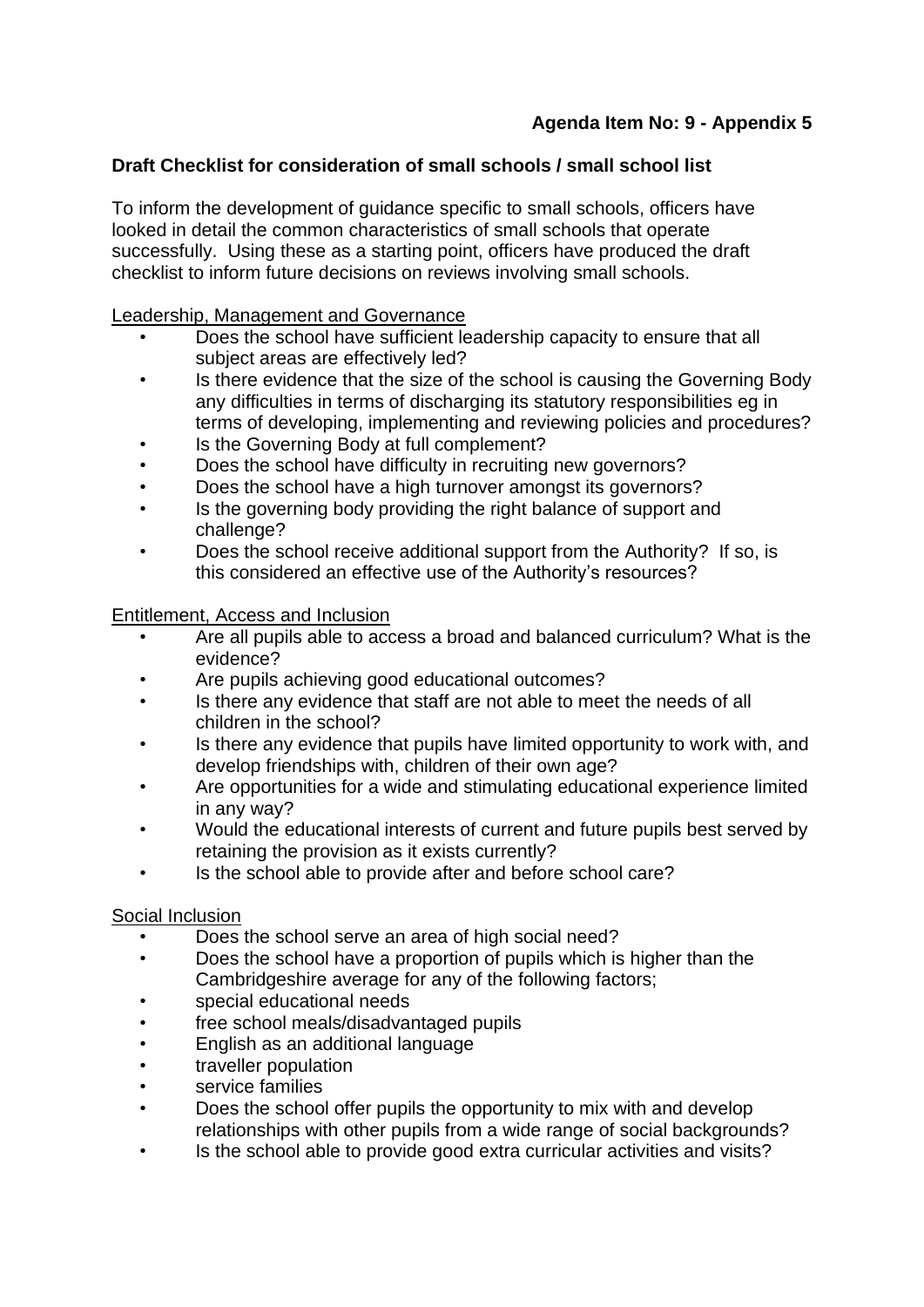**Agenda Item No: 9 - Appendix 5**

**Draft Checklist for consideration of small schools / small school list**

To inform the development of guidance specific to small schools, officers have looked in detail the common characteristics of small schools that operate successfully. Using these as a starting point, officers have produced the draft checklist to inform future decisions on reviews involving small schools.

Leadership, Management and Governance

- Does the school have sufficient leadership capacity to ensure that all subject areas are effectively led?
- Is there evidence that the size of the school is causing the Governing Body any difficulties in terms of discharging its statutory responsibilities eg in terms of developing, implementing and reviewing policies and procedures?
- Is the Governing Body at full complement?
- Does the school have difficulty in recruiting new governors?
- Does the school have a high turnover amongst its governors?
- Is the governing body providing the right balance of support and challenge?
- Does the school receive additional support from the Authority? If so, is this considered an effective use of the Authority's resources?

Entitlement, Access and Inclusion

- Are all pupils able to access a broad and balanced curriculum? What is the evidence?
- Are pupils achieving good educational outcomes?
- Is there any evidence that staff are not able to meet the needs of all children in the school?
- Is there any evidence that pupils have limited opportunity to work with, and develop friendships with, children of their own age?
- Are opportunities for a wide and stimulating educational experience limited in any way?
- Would the educational interests of current and future pupils best served by retaining the provision as it exists currently?
- Is the school able to provide after and before school care?

Social Inclusion

- Does the school serve an area of high social need?
- Does the school have a proportion of pupils which is higher than the Cambridgeshire average for any of the following factors;
- special educational needs
- free school meals/disadvantaged pupils
- English as an additional language
- traveller population
- service families
- Does the school offer pupils the opportunity to mix with and develop relationships with other pupils from a wide range of social backgrounds?
- Is the school able to provide good extra curricular activities and visits?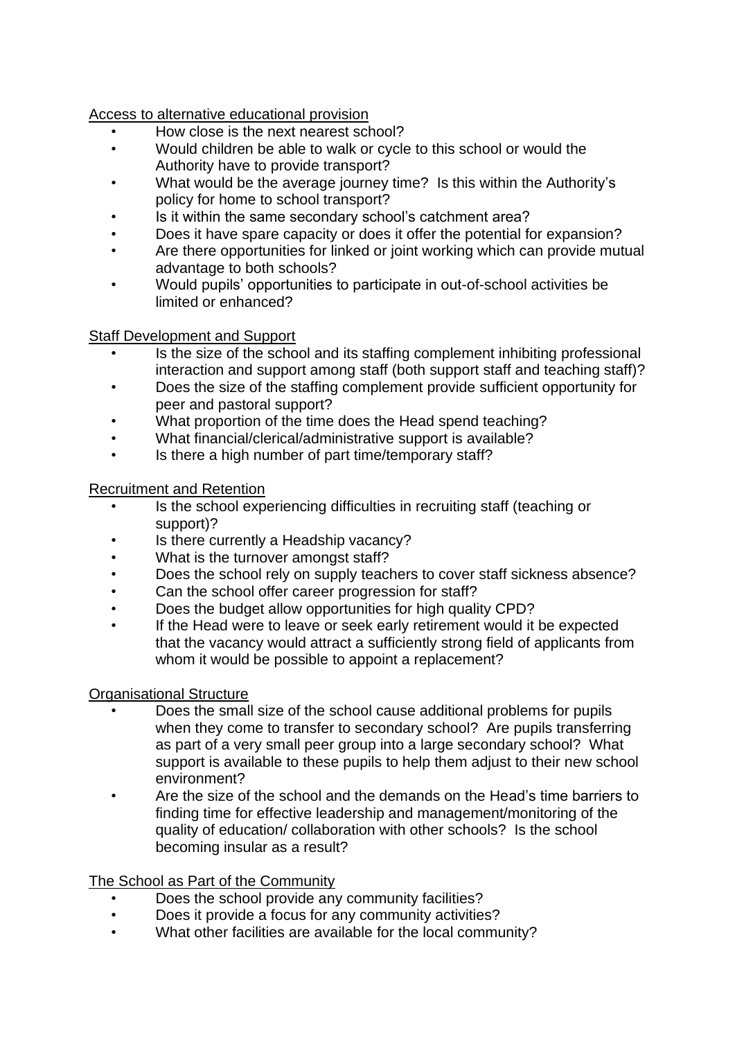Access to alternative educational provision

- How close is the next nearest school?
- Would children be able to walk or cycle to this school or would the Authority have to provide transport?
- What would be the average journey time? Is this within the Authority's policy for home to school transport?
- Is it within the same secondary school's catchment area?
- Does it have spare capacity or does it offer the potential for expansion?
- Are there opportunities for linked or joint working which can provide mutual advantage to both schools?
- Would pupils' opportunities to participate in out-of-school activities be limited or enhanced?

Staff Development and Support

- Is the size of the school and its staffing complement inhibiting professional interaction and support among staff (both support staff and teaching staff)?
- Does the size of the staffing complement provide sufficient opportunity for peer and pastoral support?
- What proportion of the time does the Head spend teaching?
- What financial/clerical/administrative support is available?
- Is there a high number of part time/temporary staff?

Recruitment and Retention

- Is the school experiencing difficulties in recruiting staff (teaching or support)?
- Is there currently a Headship vacancy?
- What is the turnover amongst staff?
- Does the school rely on supply teachers to cover staff sickness absence?
- Can the school offer career progression for staff?
- Does the budget allow opportunities for high quality CPD?
- If the Head were to leave or seek early retirement would it be expected that the vacancy would attract a sufficiently strong field of applicants from whom it would be possible to appoint a replacement?

Organisational Structure

- Does the small size of the school cause additional problems for pupils when they come to transfer to secondary school? Are pupils transferring as part of a very small peer group into a large secondary school? What support is available to these pupils to help them adjust to their new school environment?
- Are the size of the school and the demands on the Head's time barriers to finding time for effective leadership and management/monitoring of the quality of education/ collaboration with other schools? Is the school becoming insular as a result?

The School as Part of the Community

- Does the school provide any community facilities?
- Does it provide a focus for any community activities?
- What other facilities are available for the local community?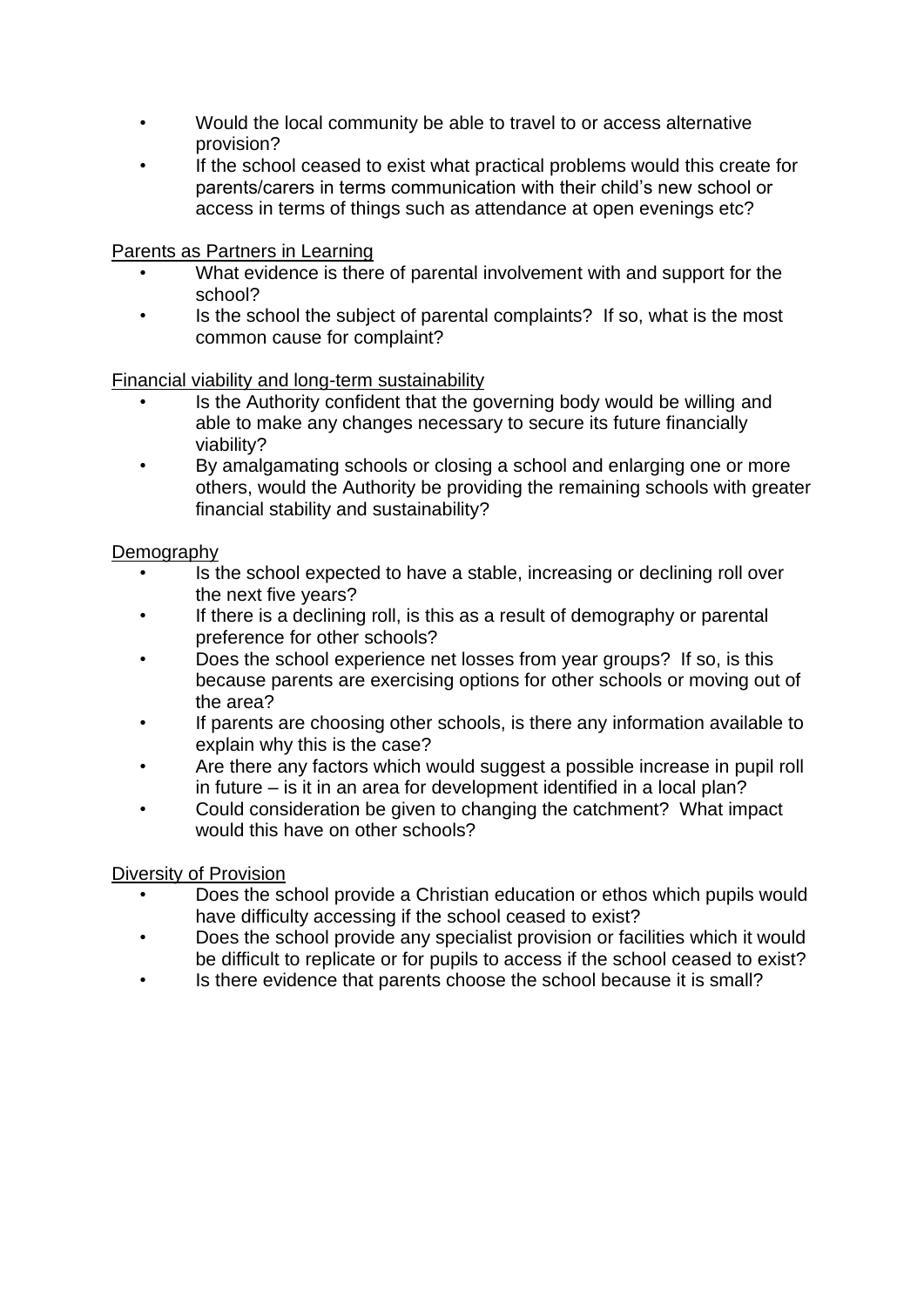- Would the local community be able to travel to or access alternative provision?
- If the school ceased to exist what practical problems would this create for parents/carers in terms communication with their child's new school or access in terms of things such as attendance at open evenings etc?

Parents as Partners in Learning

- What evidence is there of parental involvement with and support for the school?
- Is the school the subject of parental complaints? If so, what is the most common cause for complaint?

Financial viability and long-term sustainability

- Is the Authority confident that the governing body would be willing and able to make any changes necessary to secure its future financially viability?
- By amalgamating schools or closing a school and enlarging one or more others, would the Authority be providing the remaining schools with greater financial stability and sustainability?

Demography

- Is the school expected to have a stable, increasing or declining roll over the next five years?
- If there is a declining roll, is this as a result of demography or parental preference for other schools?
- Does the school experience net losses from year groups? If so, is this because parents are exercising options for other schools or moving out of the area?
- If parents are choosing other schools, is there any information available to explain why this is the case?
- Are there any factors which would suggest a possible increase in pupil roll in future – is it in an area for development identified in a local plan?
- Could consideration be given to changing the catchment? What impact would this have on other schools?

Diversity of Provision

- Does the school provide a Christian education or ethos which pupils would have difficulty accessing if the school ceased to exist?
- Does the school provide any specialist provision or facilities which it would be difficult to replicate or for pupils to access if the school ceased to exist?
- Is there evidence that parents choose the school because it is small?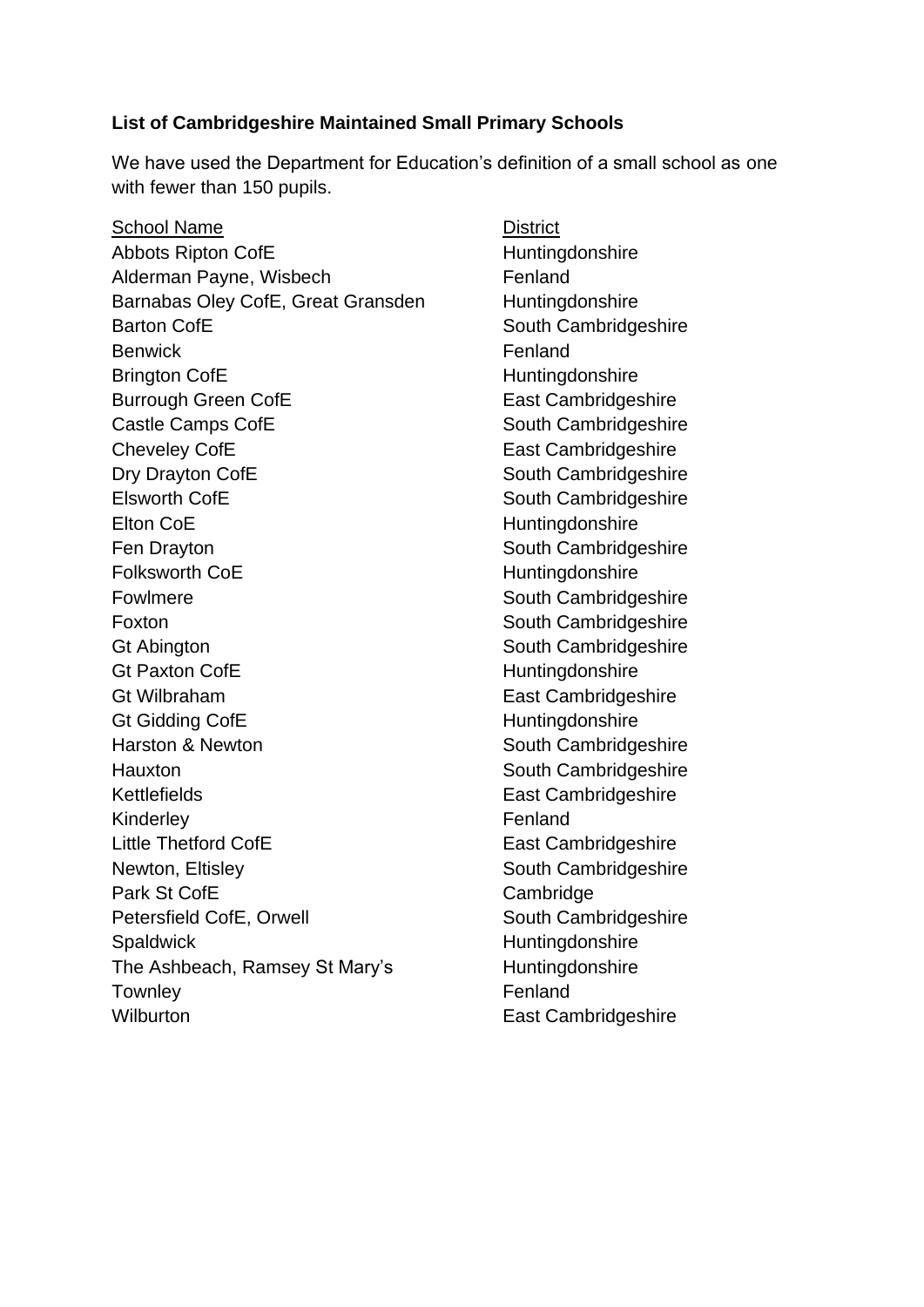**List of Cambridgeshire Maintained Small Primary Schools**

We have used the Department for Education's definition of a small school as one with fewer than 150 pupils.

| School Name | District |
|---|---|
| Abbots Ripton CofE | Huntingdonshire |
| Alderman Payne, Wisbech | Fenland |
| Barnabas Oley CofE, Great Gransden | Huntingdonshire |
| Barton CofE | South Cambridgeshire |
| Benwick | Fenland |
| Brington CofE | Huntingdonshire |
| Burrough Green CofE | East Cambridgeshire |
| Castle Camps CofE | South Cambridgeshire |
| Cheveley CofE | East Cambridgeshire |
| Dry Drayton CofE | South Cambridgeshire |
| Elsworth CofE | South Cambridgeshire |
| Elton CoE | Huntingdonshire |
| Fen Drayton | South Cambridgeshire |
| Folksworth CoE | Huntingdonshire |
| Fowlmere | South Cambridgeshire |
| Foxton | South Cambridgeshire |
| Gt Abington | South Cambridgeshire |
| Gt Paxton CofE | Huntingdonshire |
| Gt Wilbraham | East Cambridgeshire |
| Gt Gidding CofE | Huntingdonshire |
| Harston & Newton | South Cambridgeshire |
| Hauxton | South Cambridgeshire |
| Kettlefields | East Cambridgeshire |
| Kinderley | Fenland |
| Little Thetford CofE | East Cambridgeshire |
| Newton, Eltisley | South Cambridgeshire |
| Park St CofE | Cambridge |
| Petersfield CofE, Orwell | South Cambridgeshire |
| Spaldwick | Huntingdonshire |
| The Ashbeach, Ramsey St Mary's | Huntingdonshire |
| Townley | Fenland |
| Wilburton | East Cambridgeshire |